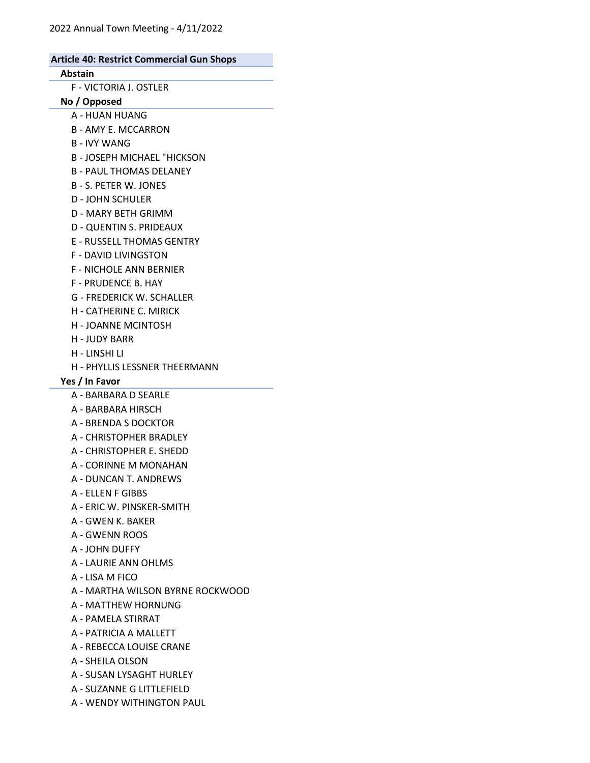2022 Annual Town Meeting - 4/11/2022

## Article 40: Restrict Commercial Gun Shops

### Abstain

- F - VICTORIA J. OSTLER

### No / Opposed

- A - HUAN HUANG
- B - AMY E. MCCARRON
- B - IVY WANG
- B - JOSEPH MICHAEL "HICKSON
- B - PAUL THOMAS DELANEY
- B - S. PETER W. JONES
- D - JOHN SCHULER
- D - MARY BETH GRIMM
- D - QUENTIN S. PRIDEAUX
- E - RUSSELL THOMAS GENTRY
- F - DAVID LIVINGSTON
- F - NICHOLE ANN BERNIER
- F - PRUDENCE B. HAY
- G - FREDERICK W. SCHALLER
- H - CATHERINE C. MIRICK
- H - JOANNE MCINTOSH
- H - JUDY BARR
- H - LINSHI LI
- H - PHYLLIS LESSNER THEERMANN

### Yes / In Favor

- A - BARBARA D SEARLE
- A - BARBARA HIRSCH
- A - BRENDA S DOCKTOR
- A - CHRISTOPHER BRADLEY
- A - CHRISTOPHER E. SHEDD
- A - CORINNE M MONAHAN
- A - DUNCAN T. ANDREWS
- A - ELLEN F GIBBS
- A - ERIC W. PINSKER-SMITH
- A - GWEN K. BAKER
- A - GWENN ROOS
- A - JOHN DUFFY
- A - LAURIE ANN OHLMS
- A - LISA M FICO
- A - MARTHA WILSON BYRNE ROCKWOOD
- A - MATTHEW HORNUNG
- A - PAMELA STIRRAT
- A - PATRICIA A MALLETT
- A - REBECCA LOUISE CRANE
- A - SHEILA OLSON
- A - SUSAN LYSAGHT HURLEY
- A - SUZANNE G LITTLEFIELD
- A - WENDY WITHINGTON PAUL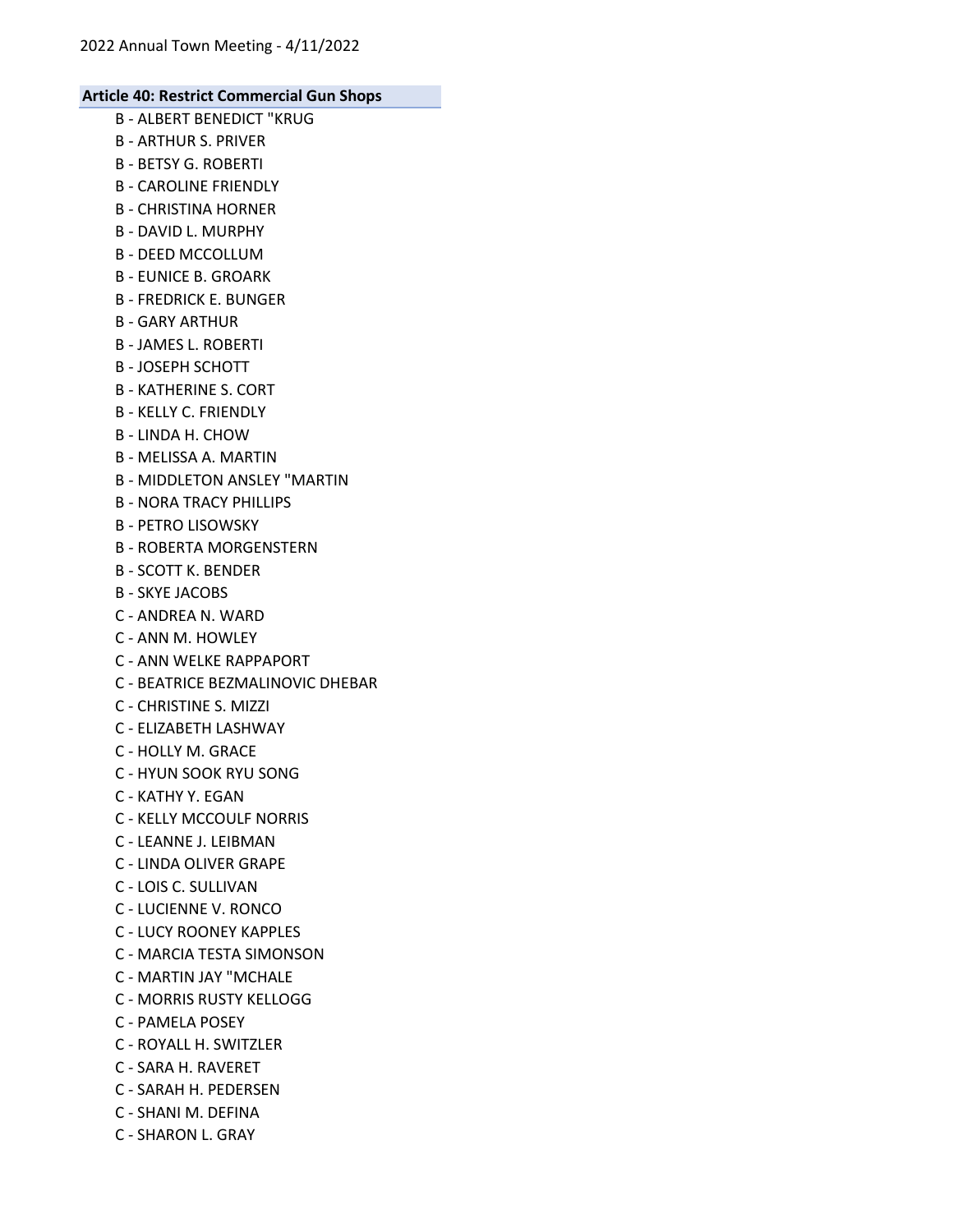### Article 40: Restrict Commercial Gun Shops

B - ALBERT BENEDICT "KRUG
B - ARTHUR S. PRIVER
B - BETSY G. ROBERTI
B - CAROLINE FRIENDLY
B - CHRISTINA HORNER
B - DAVID L. MURPHY
B - DEED MCCOLLUM
B - EUNICE B. GROARK
B - FREDRICK E. BUNGER
B - GARY ARTHUR
B - JAMES L. ROBERTI
B - JOSEPH SCHOTT
B - KATHERINE S. CORT
B - KELLY C. FRIENDLY
B - LINDA H. CHOW
B - MELISSA A. MARTIN
B - MIDDLETON ANSLEY "MARTIN
B - NORA TRACY PHILLIPS
B - PETRO LISOWSKY
B - ROBERTA MORGENSTERN
B - SCOTT K. BENDER
B - SKYE JACOBS
C - ANDREA N. WARD
C - ANN M. HOWLEY
C - ANN WELKE RAPPAPORT
C - BEATRICE BEZMALINOVIC DHEBAR
C - CHRISTINE S. MIZZI
C - ELIZABETH LASHWAY
C - HOLLY M. GRACE
C - HYUN SOOK RYU SONG
C - KATHY Y. EGAN
C - KELLY MCCOULF NORRIS
C - LEANNE J. LEIBMAN
C - LINDA OLIVER GRAPE
C - LOIS C. SULLIVAN
C - LUCIENNE V. RONCO
C - LUCY ROONEY KAPPLES
C - MARCIA TESTA SIMONSON
C - MARTIN JAY "MCHALE
C - MORRIS RUSTY KELLOGG
C - PAMELA POSEY
C - ROYALL H. SWITZLER
C - SARA H. RAVERET
C - SARAH H. PEDERSEN
C - SHANI M. DEFINA
C - SHARON L. GRAY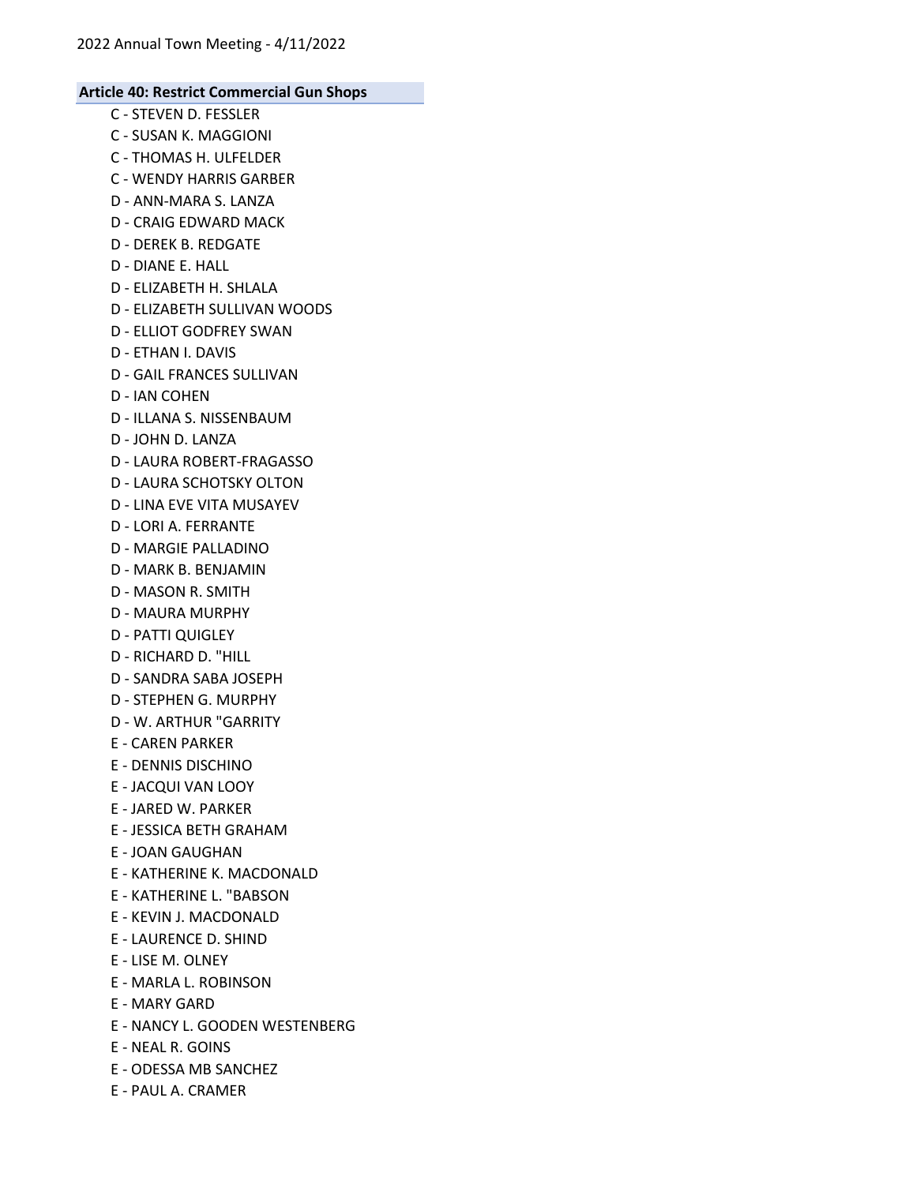**Article 40: Restrict Commercial Gun Shops**

C - STEVEN D. FESSLER
C - SUSAN K. MAGGIONI
C - THOMAS H. ULFELDER
C - WENDY HARRIS GARBER
D - ANN-MARA S. LANZA
D - CRAIG EDWARD MACK
D - DEREK B. REDGATE
D - DIANE E. HALL
D - ELIZABETH H. SHLALA
D - ELIZABETH SULLIVAN WOODS
D - ELLIOT GODFREY SWAN
D - ETHAN I. DAVIS
D - GAIL FRANCES SULLIVAN
D - IAN COHEN
D - ILLANA S. NISSENBAUM
D - JOHN D. LANZA
D - LAURA ROBERT-FRAGASSO
D - LAURA SCHOTSKY OLTON
D - LINA EVE VITA MUSAYEV
D - LORI A. FERRANTE
D - MARGIE PALLADINO
D - MARK B. BENJAMIN
D - MASON R. SMITH
D - MAURA MURPHY
D - PATTI QUIGLEY
D - RICHARD D. "HILL
D - SANDRA SABA JOSEPH
D - STEPHEN G. MURPHY
D - W. ARTHUR "GARRITY
E - CAREN PARKER
E - DENNIS DISCHINO
E - JACQUI VAN LOOY
E - JARED W. PARKER
E - JESSICA BETH GRAHAM
E - JOAN GAUGHAN
E - KATHERINE K. MACDONALD
E - KATHERINE L. "BABSON
E - KEVIN J. MACDONALD
E - LAURENCE D. SHIND
E - LISE M. OLNEY
E - MARLA L. ROBINSON
E - MARY GARD
E - NANCY L. GOODEN WESTENBERG
E - NEAL R. GOINS
E - ODESSA MB SANCHEZ
E - PAUL A. CRAMER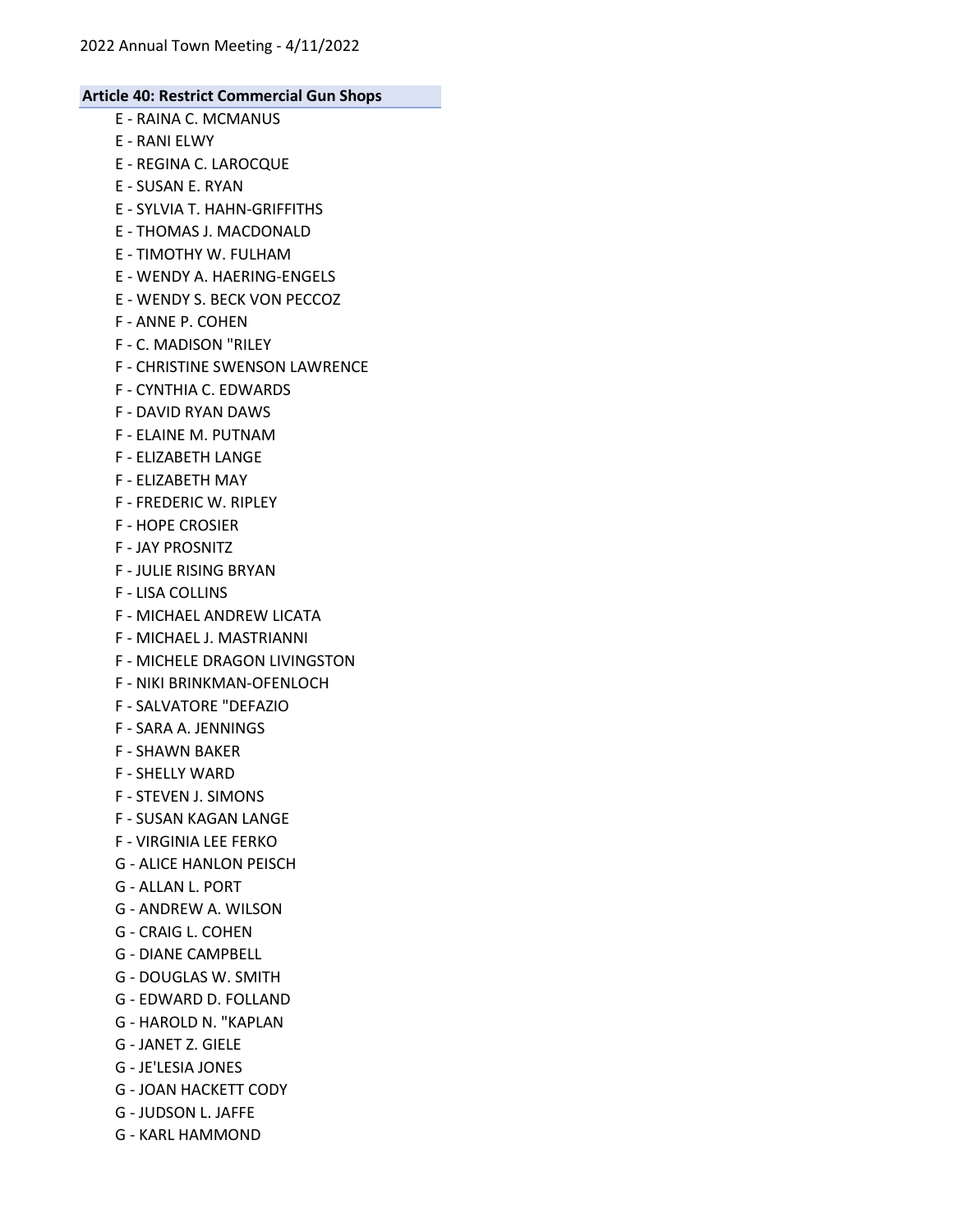**Article 40: Restrict Commercial Gun Shops**

E - RAINA C. MCMANUS
E - RANI ELWY
E - REGINA C. LAROCQUE
E - SUSAN E. RYAN
E - SYLVIA T. HAHN-GRIFFITHS
E - THOMAS J. MACDONALD
E - TIMOTHY W. FULHAM
E - WENDY A. HAERING-ENGELS
E - WENDY S. BECK VON PECCOZ
F - ANNE P. COHEN
F - C. MADISON "RILEY
F - CHRISTINE SWENSON LAWRENCE
F - CYNTHIA C. EDWARDS
F - DAVID RYAN DAWS
F - ELAINE M. PUTNAM
F - ELIZABETH LANGE
F - ELIZABETH MAY
F - FREDERIC W. RIPLEY
F - HOPE CROSIER
F - JAY PROSNITZ
F - JULIE RISING BRYAN
F - LISA COLLINS
F - MICHAEL ANDREW LICATA
F - MICHAEL J. MASTRIANNI
F - MICHELE DRAGON LIVINGSTON
F - NIKI BRINKMAN-OFENLOCH
F - SALVATORE "DEFAZIO
F - SARA A. JENNINGS
F - SHAWN BAKER
F - SHELLY WARD
F - STEVEN J. SIMONS
F - SUSAN KAGAN LANGE
F - VIRGINIA LEE FERKO
G - ALICE HANLON PEISCH
G - ALLAN L. PORT
G - ANDREW A. WILSON
G - CRAIG L. COHEN
G - DIANE CAMPBELL
G - DOUGLAS W. SMITH
G - EDWARD D. FOLLAND
G - HAROLD N. "KAPLAN
G - JANET Z. GIELE
G - JE'LESIA JONES
G - JOAN HACKETT CODY
G - JUDSON L. JAFFE
G - KARL HAMMOND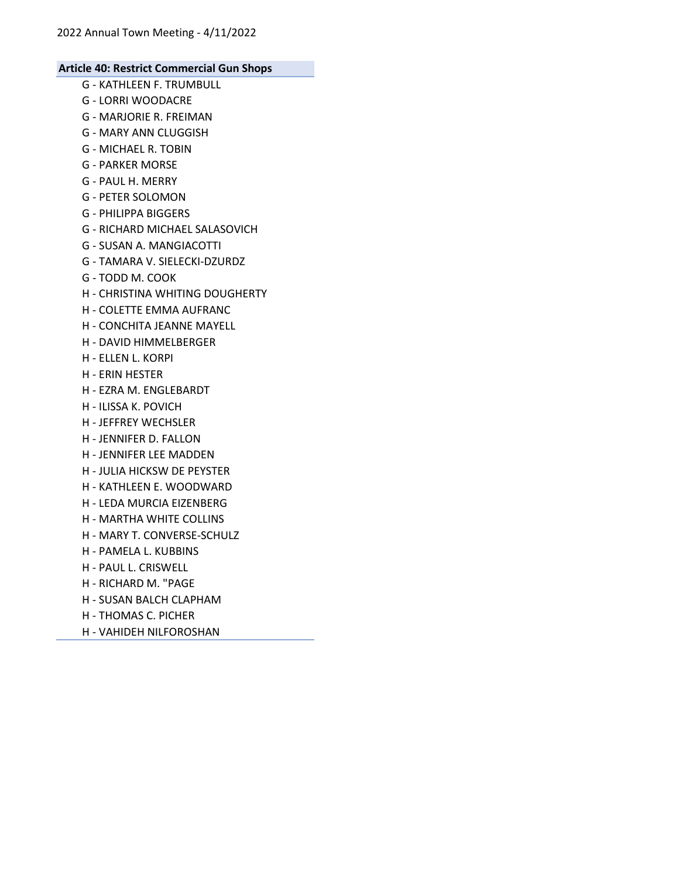**Article 40: Restrict Commercial Gun Shops**

G - KATHLEEN F. TRUMBULL
G - LORRI WOODACRE
G - MARJORIE R. FREIMAN
G - MARY ANN CLUGGISH
G - MICHAEL R. TOBIN
G - PARKER MORSE
G - PAUL H. MERRY
G - PETER SOLOMON
G - PHILIPPA BIGGERS
G - RICHARD MICHAEL SALASOVICH
G - SUSAN A. MANGIACOTTI
G - TAMARA V. SIELECKI-DZURDZ
G - TODD M. COOK
H - CHRISTINA WHITING DOUGHERTY
H - COLETTE EMMA AUFRANC
H - CONCHITA JEANNE MAYELL
H - DAVID HIMMELBERGER
H - ELLEN L. KORPI
H - ERIN HESTER
H - EZRA M. ENGLEBARDT
H - ILISSA K. POVICH
H - JEFFREY WECHSLER
H - JENNIFER D. FALLON
H - JENNIFER LEE MADDEN
H - JULIA HICKSW DE PEYSTER
H - KATHLEEN E. WOODWARD
H - LEDA MURCIA EIZENBERG
H - MARTHA WHITE COLLINS
H - MARY T. CONVERSE-SCHULZ
H - PAMELA L. KUBBINS
H - PAUL L. CRISWELL
H - RICHARD M. "PAGE
H - SUSAN BALCH CLAPHAM
H - THOMAS C. PICHER
H - VAHIDEH NILFOROSHAN